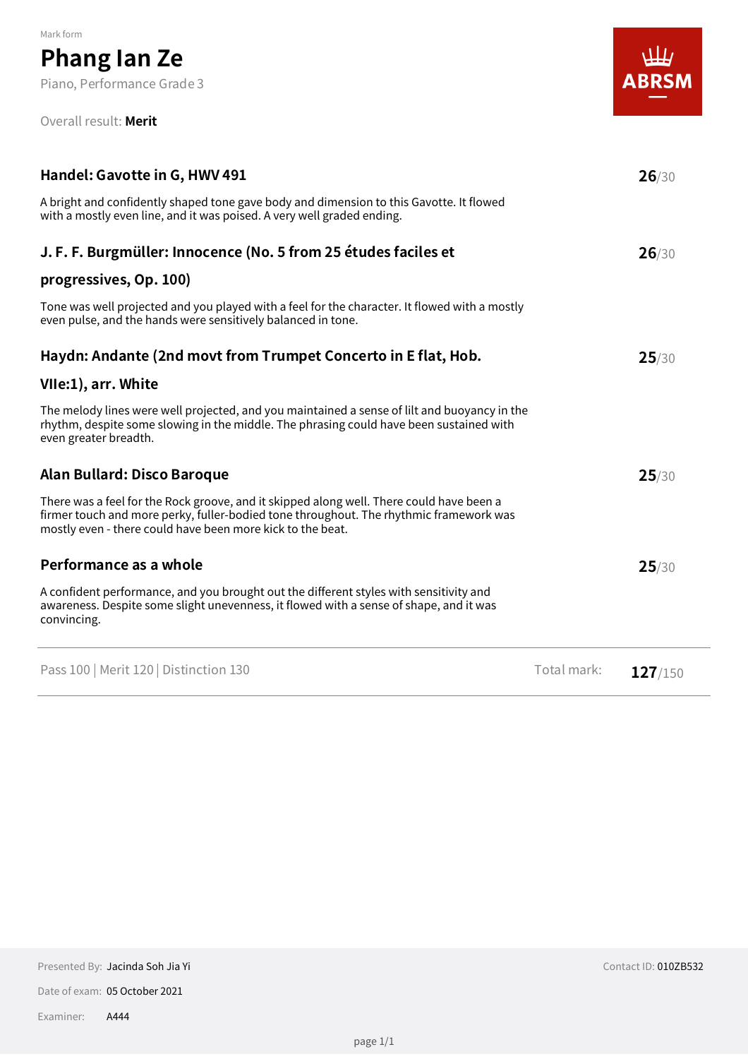Mark form

# Phang Ian Ze

Piano, Performance Grade 3

Overall result: **Merit**

ABRSM

### Handel: Gavotte in G, HWV 491

**26**/30

A bright and confidently shaped tone gave body and dimension to this Gavotte. It flowed with a mostly even line, and it was poised. A very well graded ending.

### J. F. F. Burgmüller: Innocence (No. 5 from 25 études faciles et progressives, Op. 100)

**26**/30

Tone was well projected and you played with a feel for the character. It flowed with a mostly even pulse, and the hands were sensitively balanced in tone.

### Haydn: Andante (2nd movt from Trumpet Concerto in E flat, Hob. VIIe:1), arr. White

**25**/30

The melody lines were well projected, and you maintained a sense of lilt and buoyancy in the rhythm, despite some slowing in the middle. The phrasing could have been sustained with even greater breadth.

### Alan Bullard: Disco Baroque

**25**/30

There was a feel for the Rock groove, and it skipped along well. There could have been a firmer touch and more perky, fuller-bodied tone throughout. The rhythmic framework was mostly even - there could have been more kick to the beat.

### Performance as a whole

**25**/30

A confident performance, and you brought out the different styles with sensitivity and awareness. Despite some slight unevenness, it flowed with a sense of shape, and it was convincing.

---

Pass 100 | Merit 120 | Distinction 130 — Total mark: **127**/150

---

Presented By: Jacinda Soh Jia Yi

Contact ID: 010ZB532

Date of exam: 05 October 2021

Examiner: A444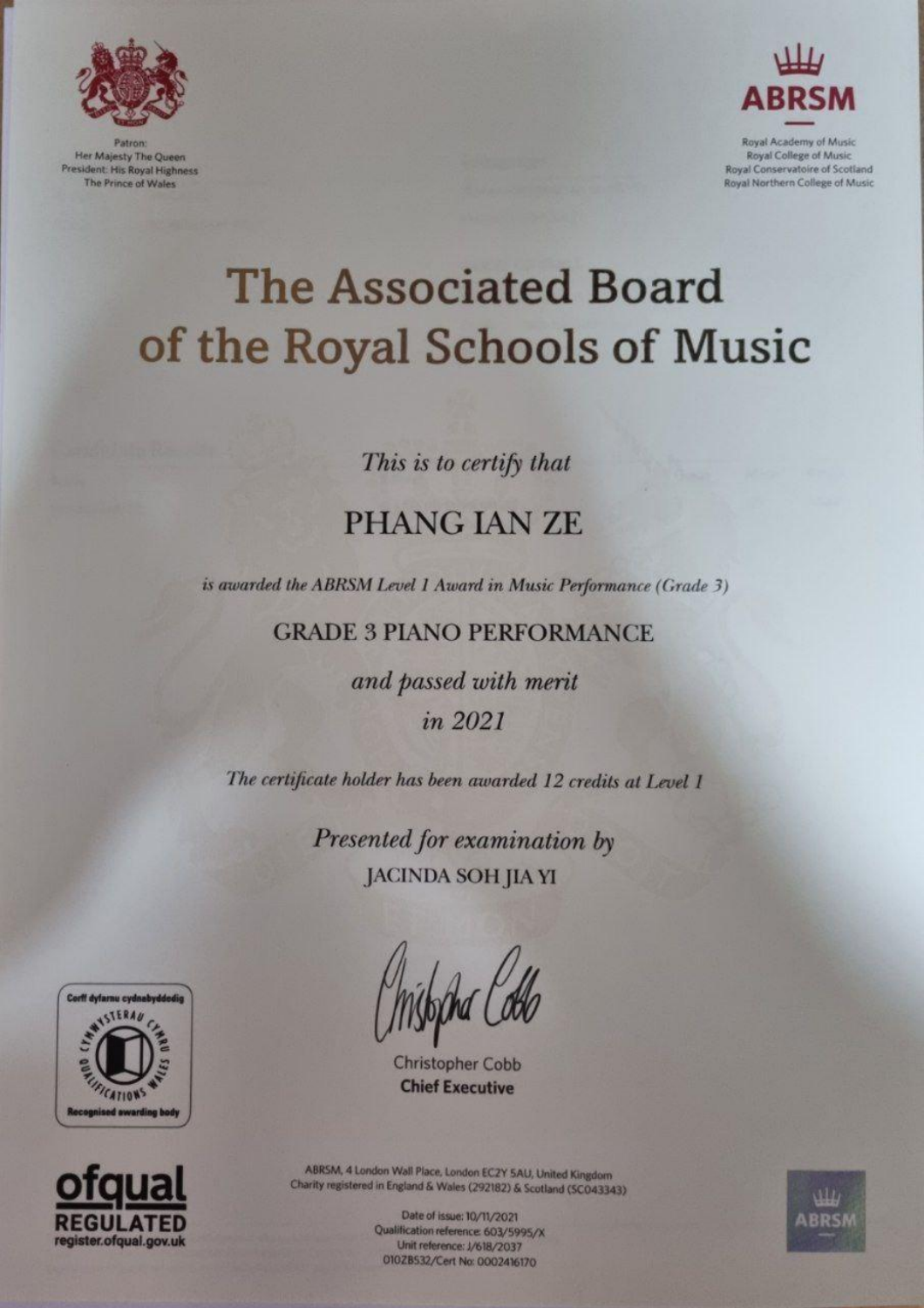Patron:
Her Majesty The Queen
President: His Royal Highness
The Prince of Wales

**ABRSM**

Royal Academy of Music
Royal College of Music
Royal Conservatoire of Scotland
Royal Northern College of Music

# The Associated Board of the Royal Schools of Music

*This is to certify that*

## PHANG IAN ZE

*is awarded the ABRSM Level 1 Award in Music Performance (Grade 3)*

GRADE 3 PIANO PERFORMANCE

*and passed with merit*

*in 2021*

*The certificate holder has been awarded 12 credits at Level 1*

*Presented for examination by*

JACINDA SOH JIA YI

Christopher Cobb
**Chief Executive**

Corff dyfarnu cydnabyddedig
CYMWYSTERAU CYMRU QUALIFICATIONS WALES
Recognised awarding body

ofqual
REGULATED
register.ofqual.gov.uk

ABRSM, 4 London Wall Place, London EC2Y 5AU, United Kingdom
Charity registered in England & Wales (292182) & Scotland (SC043343)

Date of issue: 10/11/2021
Qualification reference: 603/5995/X
Unit reference: J/618/2037
010ZB532/Cert No: 0002416170

ABRSM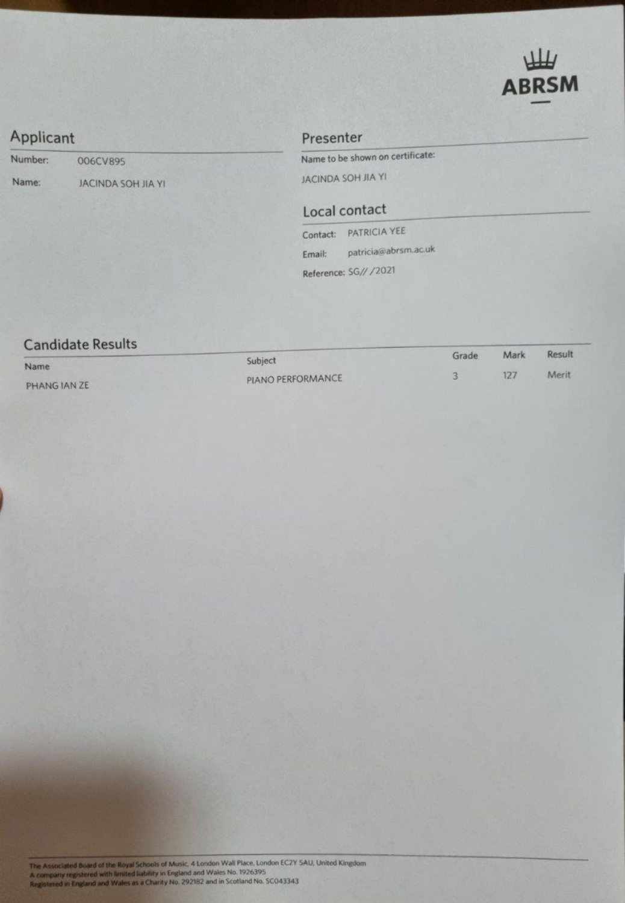ABRSM

## Applicant

Number: 006CV895

Name: JACINDA SOH JIA YI

## Presenter

Name to be shown on certificate:

JACINDA SOH JIA YI

## Local contact

Contact: PATRICIA YEE

Email: patricia@abrsm.ac.uk

Reference: SG// /2021

## Candidate Results

| Name | Subject | Grade | Mark | Result |
|---|---|---|---|---|
| PHANG IAN ZE | PIANO PERFORMANCE | 3 | 127 | Merit |

The Associated Board of the Royal Schools of Music, 4 London Wall Place, London EC2Y 5AU, United Kingdom
A company registered with limited liability in England and Wales No. 1926395
Registered in England and Wales as a Charity No. 292182 and in Scotland No. SC043343